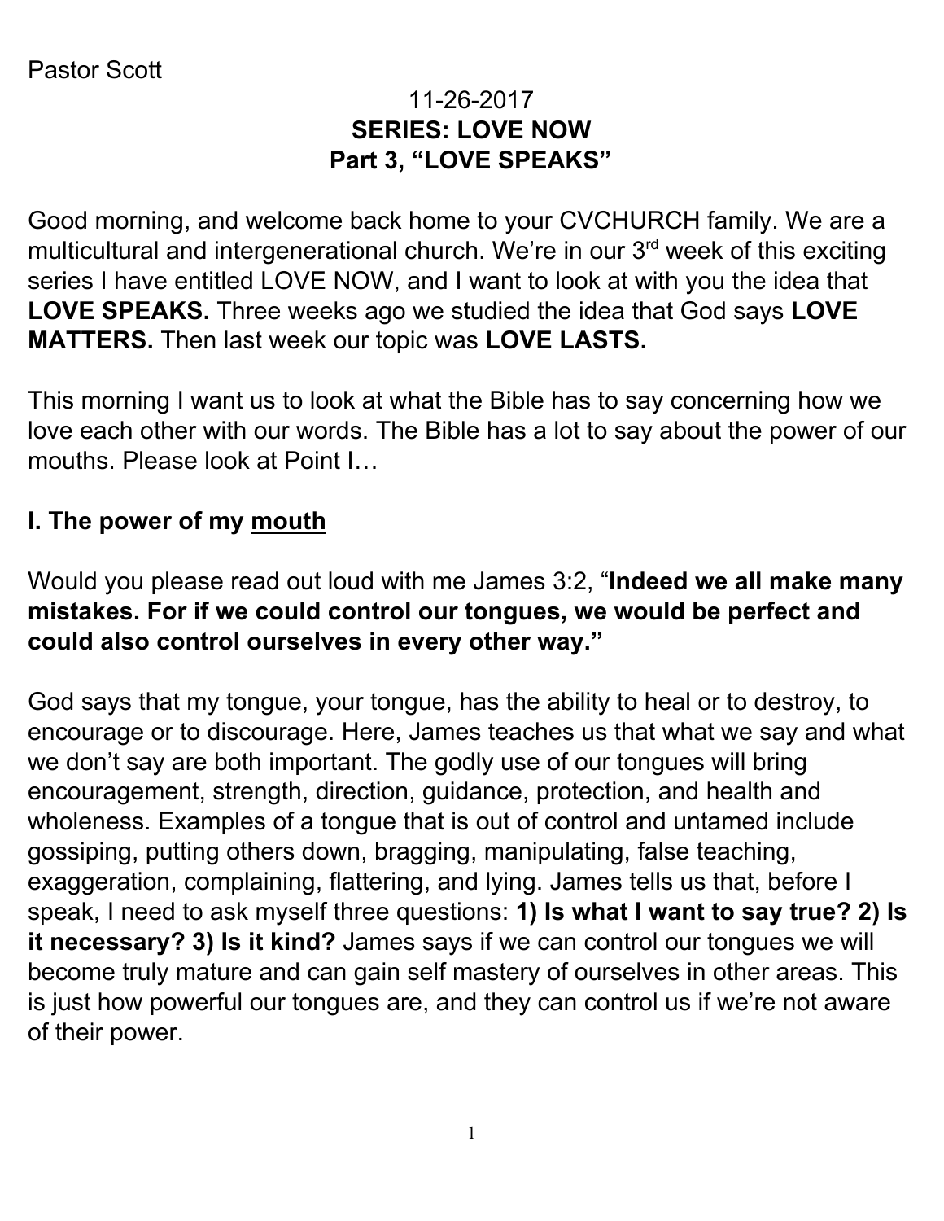Pastor Scott

11-26-2017

**SERIES: LOVE NOW**

**Part 3, "LOVE SPEAKS"**

Good morning, and welcome back home to your CVCHURCH family. We are a multicultural and intergenerational church. We're in our 3rd week of this exciting series I have entitled LOVE NOW, and I want to look at with you the idea that **LOVE SPEAKS.** Three weeks ago we studied the idea that God says **LOVE MATTERS.** Then last week our topic was **LOVE LASTS.**

This morning I want us to look at what the Bible has to say concerning how we love each other with our words. The Bible has a lot to say about the power of our mouths. Please look at Point I…

## I. The power of my mouth

Would you please read out loud with me James 3:2, "**Indeed we all make many mistakes. For if we could control our tongues, we would be perfect and could also control ourselves in every other way.**"

God says that my tongue, your tongue, has the ability to heal or to destroy, to encourage or to discourage. Here, James teaches us that what we say and what we don't say are both important. The godly use of our tongues will bring encouragement, strength, direction, guidance, protection, and health and wholeness. Examples of a tongue that is out of control and untamed include gossiping, putting others down, bragging, manipulating, false teaching, exaggeration, complaining, flattering, and lying. James tells us that, before I speak, I need to ask myself three questions: **1) Is what I want to say true? 2) Is it necessary? 3) Is it kind?** James says if we can control our tongues we will become truly mature and can gain self mastery of ourselves in other areas. This is just how powerful our tongues are, and they can control us if we're not aware of their power.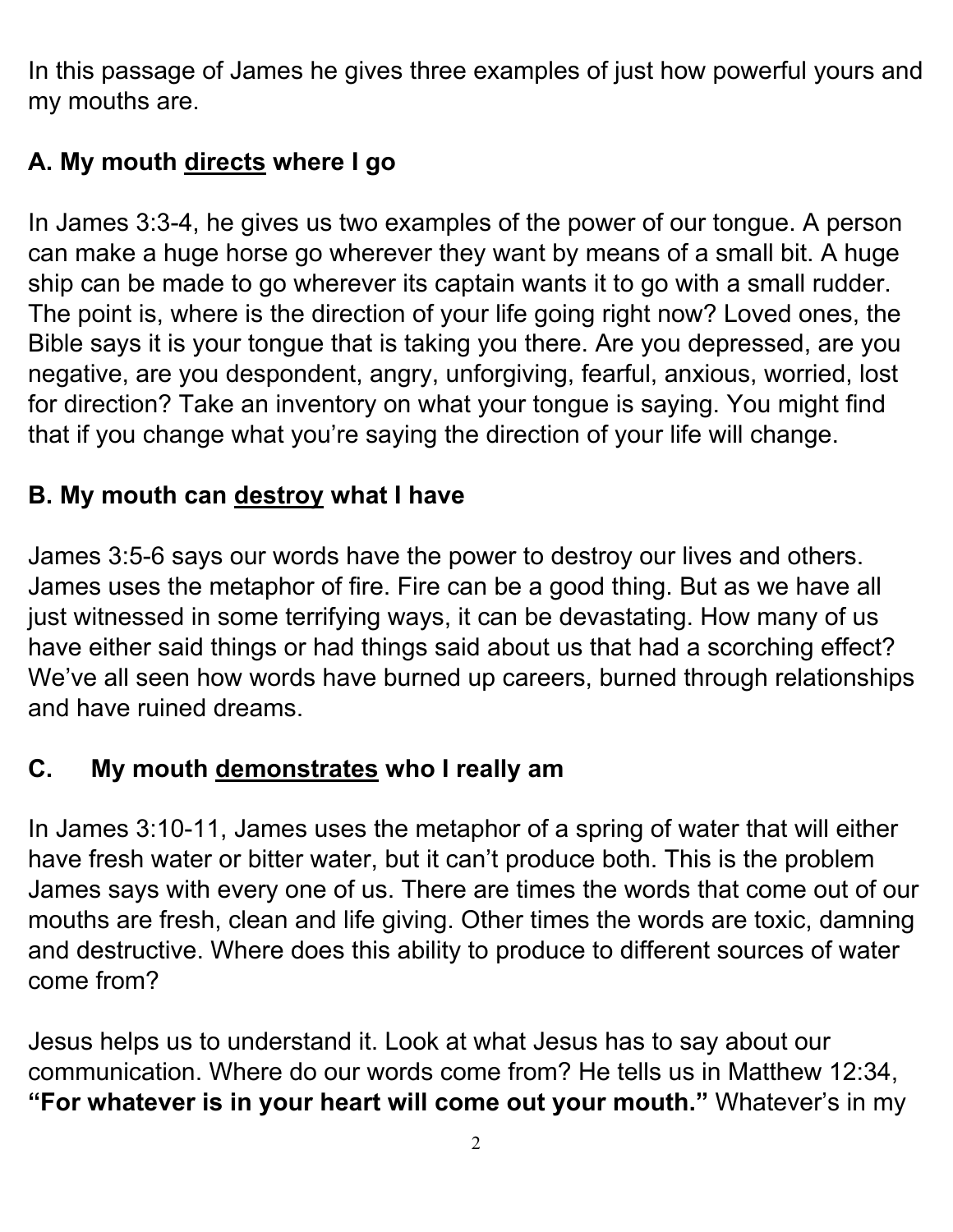In this passage of James he gives three examples of just how powerful yours and my mouths are.

### A. My mouth <u>directs</u> where I go

In James 3:3-4, he gives us two examples of the power of our tongue. A person can make a huge horse go wherever they want by means of a small bit. A huge ship can be made to go wherever its captain wants it to go with a small rudder. The point is, where is the direction of your life going right now? Loved ones, the Bible says it is your tongue that is taking you there. Are you depressed, are you negative, are you despondent, angry, unforgiving, fearful, anxious, worried, lost for direction? Take an inventory on what your tongue is saying. You might find that if you change what you're saying the direction of your life will change.

### B. My mouth can <u>destroy</u> what I have

James 3:5-6 says our words have the power to destroy our lives and others. James uses the metaphor of fire. Fire can be a good thing. But as we have all just witnessed in some terrifying ways, it can be devastating. How many of us have either said things or had things said about us that had a scorching effect? We've all seen how words have burned up careers, burned through relationships and have ruined dreams.

### C. My mouth <u>demonstrates</u> who I really am

In James 3:10-11, James uses the metaphor of a spring of water that will either have fresh water or bitter water, but it can't produce both. This is the problem James says with every one of us. There are times the words that come out of our mouths are fresh, clean and life giving. Other times the words are toxic, damning and destructive. Where does this ability to produce to different sources of water come from?

Jesus helps us to understand it. Look at what Jesus has to say about our communication. Where do our words come from? He tells us in Matthew 12:34, **"For whatever is in your heart will come out your mouth."** Whatever's in my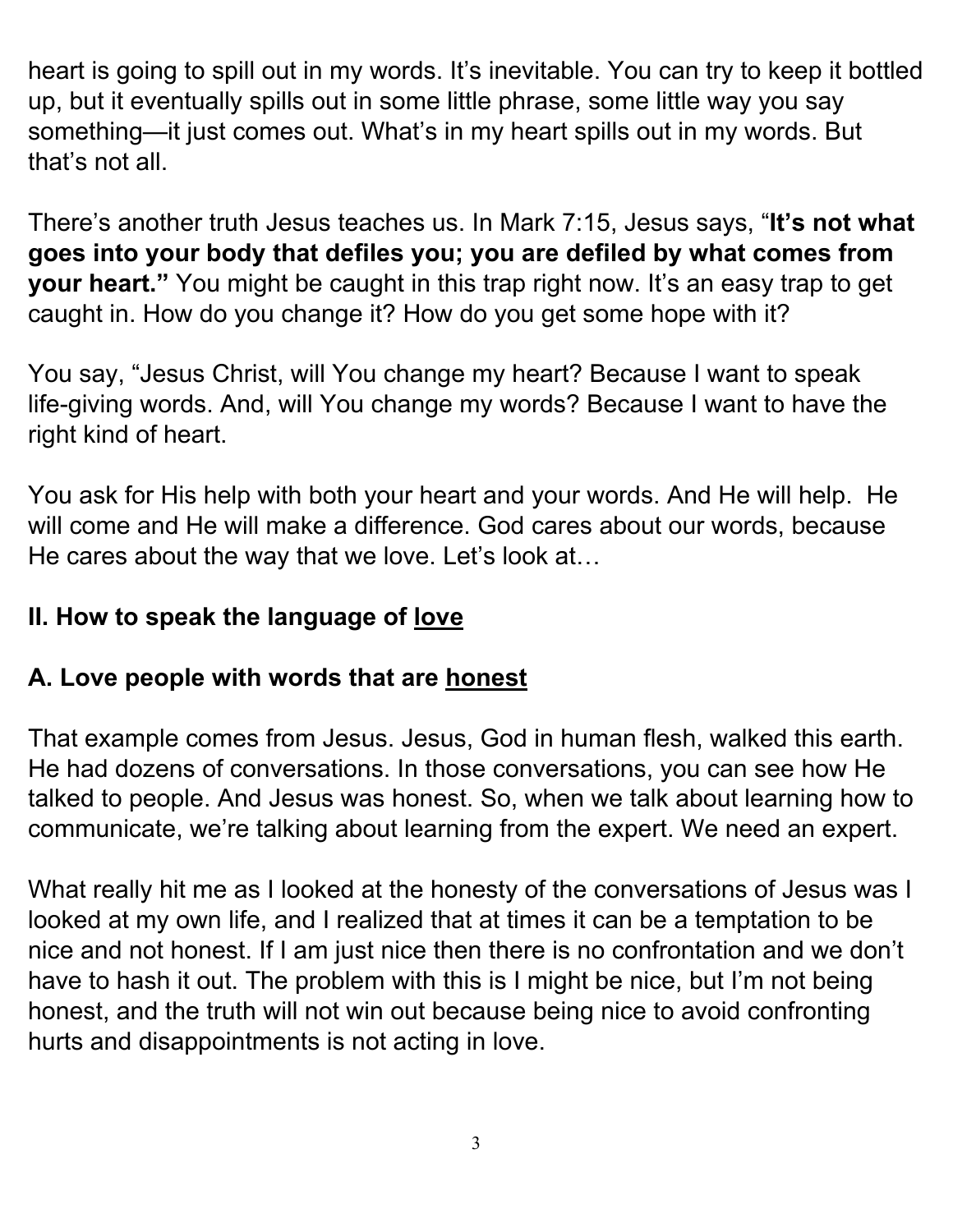heart is going to spill out in my words. It's inevitable. You can try to keep it bottled up, but it eventually spills out in some little phrase, some little way you say something—it just comes out. What's in my heart spills out in my words. But that's not all.

There's another truth Jesus teaches us. In Mark 7:15, Jesus says, "**It's not what goes into your body that defiles you; you are defiled by what comes from your heart.**" You might be caught in this trap right now. It's an easy trap to get caught in. How do you change it? How do you get some hope with it?

You say, "Jesus Christ, will You change my heart? Because I want to speak life-giving words. And, will You change my words? Because I want to have the right kind of heart.

You ask for His help with both your heart and your words. And He will help. He will come and He will make a difference. God cares about our words, because He cares about the way that we love. Let's look at…

## II. How to speak the language of <u>love</u>

### A. Love people with words that are <u>honest</u>

That example comes from Jesus. Jesus, God in human flesh, walked this earth. He had dozens of conversations. In those conversations, you can see how He talked to people. And Jesus was honest. So, when we talk about learning how to communicate, we're talking about learning from the expert. We need an expert.

What really hit me as I looked at the honesty of the conversations of Jesus was I looked at my own life, and I realized that at times it can be a temptation to be nice and not honest. If I am just nice then there is no confrontation and we don't have to hash it out. The problem with this is I might be nice, but I'm not being honest, and the truth will not win out because being nice to avoid confronting hurts and disappointments is not acting in love.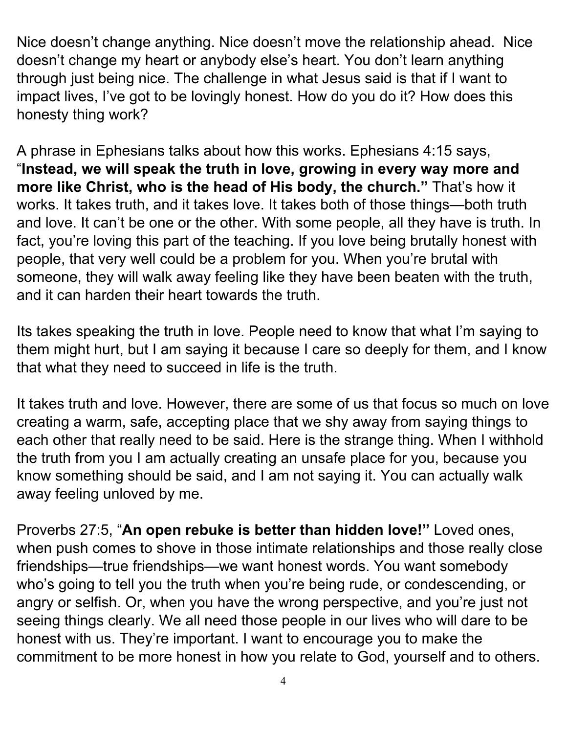Nice doesn't change anything. Nice doesn't move the relationship ahead. Nice doesn't change my heart or anybody else's heart. You don't learn anything through just being nice. The challenge in what Jesus said is that if I want to impact lives, I've got to be lovingly honest. How do you do it? How does this honesty thing work?

A phrase in Ephesians talks about how this works. Ephesians 4:15 says, "**Instead, we will speak the truth in love, growing in every way more and more like Christ, who is the head of His body, the church."** That's how it works. It takes truth, and it takes love. It takes both of those things—both truth and love. It can't be one or the other. With some people, all they have is truth. In fact, you're loving this part of the teaching. If you love being brutally honest with people, that very well could be a problem for you. When you're brutal with someone, they will walk away feeling like they have been beaten with the truth, and it can harden their heart towards the truth.

Its takes speaking the truth in love. People need to know that what I'm saying to them might hurt, but I am saying it because I care so deeply for them, and I know that what they need to succeed in life is the truth.

It takes truth and love. However, there are some of us that focus so much on love creating a warm, safe, accepting place that we shy away from saying things to each other that really need to be said. Here is the strange thing. When I withhold the truth from you I am actually creating an unsafe place for you, because you know something should be said, and I am not saying it. You can actually walk away feeling unloved by me.

Proverbs 27:5, "**An open rebuke is better than hidden love!"** Loved ones, when push comes to shove in those intimate relationships and those really close friendships—true friendships—we want honest words. You want somebody who's going to tell you the truth when you're being rude, or condescending, or angry or selfish. Or, when you have the wrong perspective, and you're just not seeing things clearly. We all need those people in our lives who will dare to be honest with us. They're important. I want to encourage you to make the commitment to be more honest in how you relate to God, yourself and to others.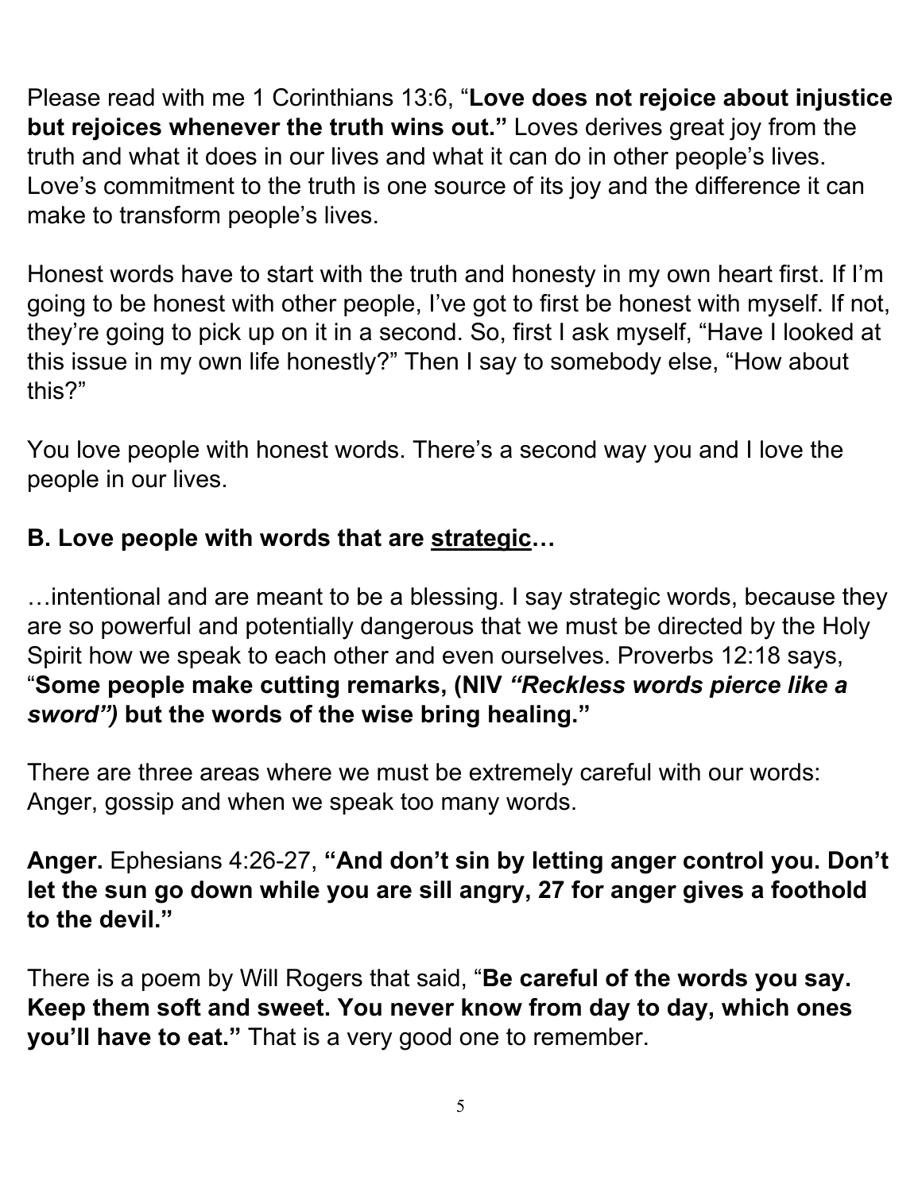Please read with me 1 Corinthians 13:6, "**Love does not rejoice about injustice but rejoices whenever the truth wins out.**" Loves derives great joy from the truth and what it does in our lives and what it can do in other people's lives. Love's commitment to the truth is one source of its joy and the difference it can make to transform people's lives.

Honest words have to start with the truth and honesty in my own heart first. If I'm going to be honest with other people, I've got to first be honest with myself. If not, they're going to pick up on it in a second. So, first I ask myself, "Have I looked at this issue in my own life honestly?" Then I say to somebody else, "How about this?"

You love people with honest words. There's a second way you and I love the people in our lives.

**B. Love people with words that are <u>strategic</u>…**

…intentional and are meant to be a blessing. I say strategic words, because they are so powerful and potentially dangerous that we must be directed by the Holy Spirit how we speak to each other and even ourselves. Proverbs 12:18 says, "**Some people make cutting remarks, (NIV *"Reckless words pierce like a sword")* but the words of the wise bring healing."**

There are three areas where we must be extremely careful with our words: Anger, gossip and when we speak too many words.

**Anger.** Ephesians 4:26-27, **"And don't sin by letting anger control you. Don't let the sun go down while you are sill angry, 27 for anger gives a foothold to the devil."**

There is a poem by Will Rogers that said, "**Be careful of the words you say. Keep them soft and sweet. You never know from day to day, which ones you'll have to eat."** That is a very good one to remember.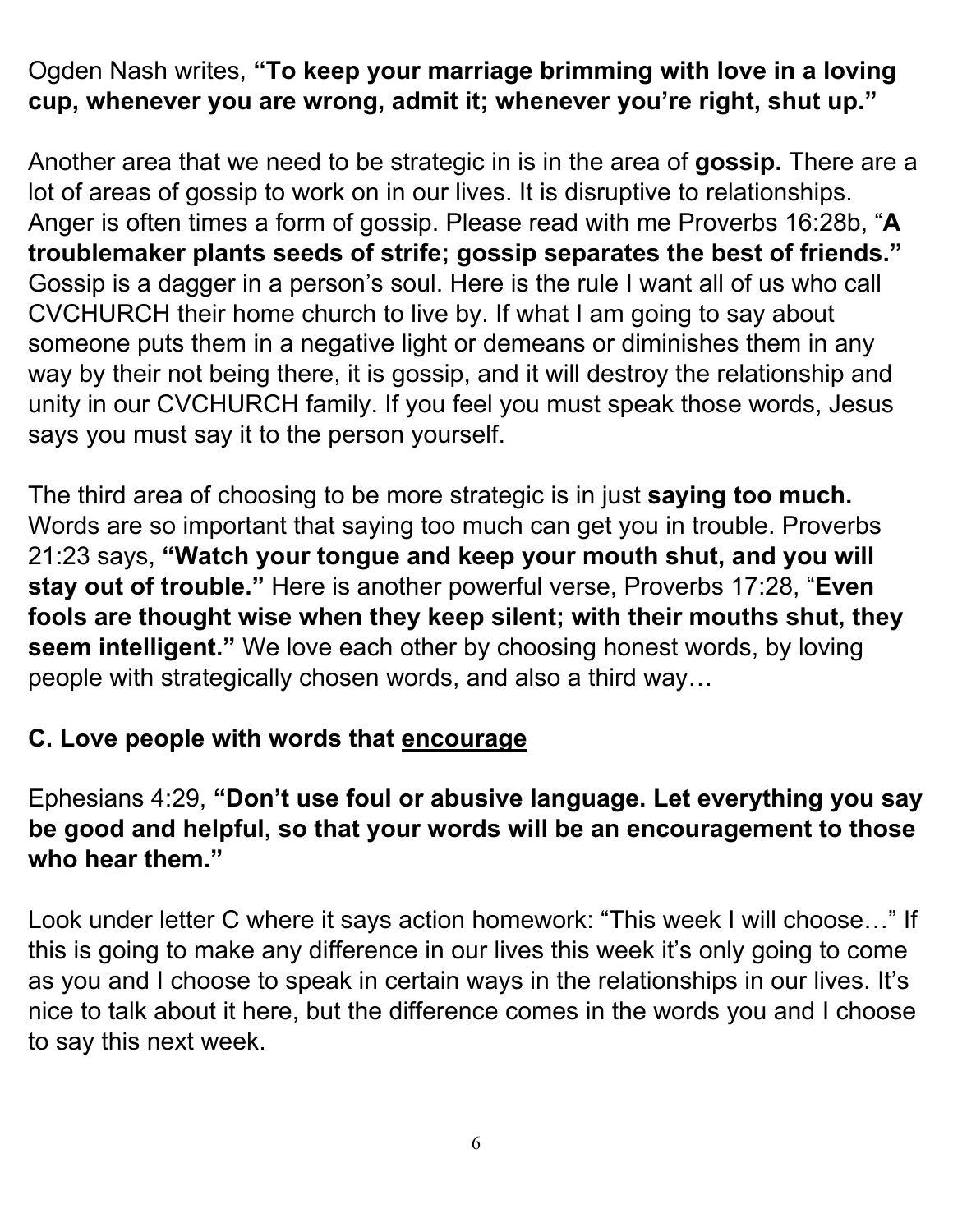Ogden Nash writes, **"To keep your marriage brimming with love in a loving cup, whenever you are wrong, admit it; whenever you're right, shut up."**

Another area that we need to be strategic in is in the area of **gossip.** There are a lot of areas of gossip to work on in our lives. It is disruptive to relationships. Anger is often times a form of gossip. Please read with me Proverbs 16:28b, "**A troublemaker plants seeds of strife; gossip separates the best of friends."** Gossip is a dagger in a person's soul. Here is the rule I want all of us who call CVCHURCH their home church to live by. If what I am going to say about someone puts them in a negative light or demeans or diminishes them in any way by their not being there, it is gossip, and it will destroy the relationship and unity in our CVCHURCH family. If you feel you must speak those words, Jesus says you must say it to the person yourself.

The third area of choosing to be more strategic is in just **saying too much.** Words are so important that saying too much can get you in trouble. Proverbs 21:23 says, **"Watch your tongue and keep your mouth shut, and you will stay out of trouble."** Here is another powerful verse, Proverbs 17:28, "**Even fools are thought wise when they keep silent; with their mouths shut, they seem intelligent."** We love each other by choosing honest words, by loving people with strategically chosen words, and also a third way…

## C. Love people with words that <u>encourage</u>

Ephesians 4:29, **"Don't use foul or abusive language. Let everything you say be good and helpful, so that your words will be an encouragement to those who hear them."**

Look under letter C where it says action homework: "This week I will choose…" If this is going to make any difference in our lives this week it's only going to come as you and I choose to speak in certain ways in the relationships in our lives. It's nice to talk about it here, but the difference comes in the words you and I choose to say this next week.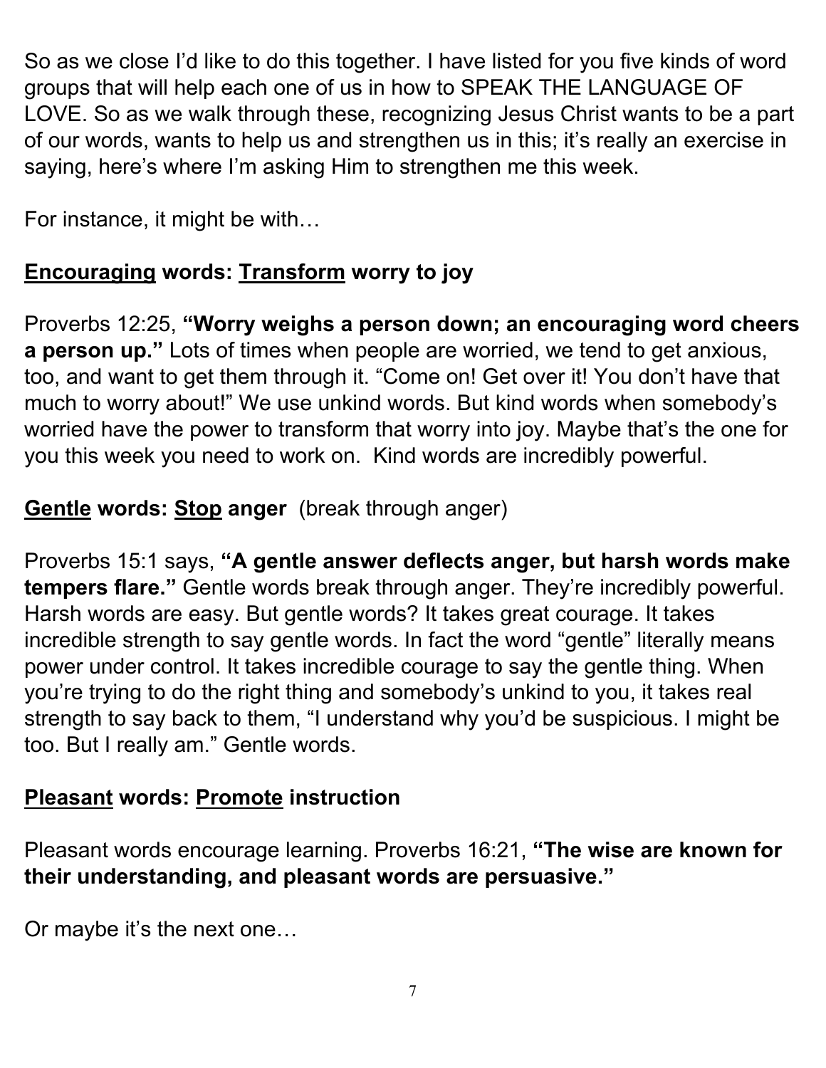So as we close I'd like to do this together. I have listed for you five kinds of word groups that will help each one of us in how to SPEAK THE LANGUAGE OF LOVE. So as we walk through these, recognizing Jesus Christ wants to be a part of our words, wants to help us and strengthen us in this; it's really an exercise in saying, here's where I'm asking Him to strengthen me this week.

For instance, it might be with…

**<u>Encouraging</u> words: <u>Transform</u> worry to joy**

Proverbs 12:25, **"Worry weighs a person down; an encouraging word cheers a person up."** Lots of times when people are worried, we tend to get anxious, too, and want to get them through it. "Come on! Get over it! You don't have that much to worry about!" We use unkind words. But kind words when somebody's worried have the power to transform that worry into joy. Maybe that's the one for you this week you need to work on.  Kind words are incredibly powerful.

**<u>Gentle</u> words: <u>Stop</u> anger** (break through anger)

Proverbs 15:1 says, **"A gentle answer deflects anger, but harsh words make tempers flare."** Gentle words break through anger. They're incredibly powerful. Harsh words are easy. But gentle words? It takes great courage. It takes incredible strength to say gentle words. In fact the word "gentle" literally means power under control. It takes incredible courage to say the gentle thing. When you're trying to do the right thing and somebody's unkind to you, it takes real strength to say back to them, "I understand why you'd be suspicious. I might be too. But I really am." Gentle words.

**<u>Pleasant</u> words: <u>Promote</u> instruction**

Pleasant words encourage learning. Proverbs 16:21, **"The wise are known for their understanding, and pleasant words are persuasive."**

Or maybe it's the next one…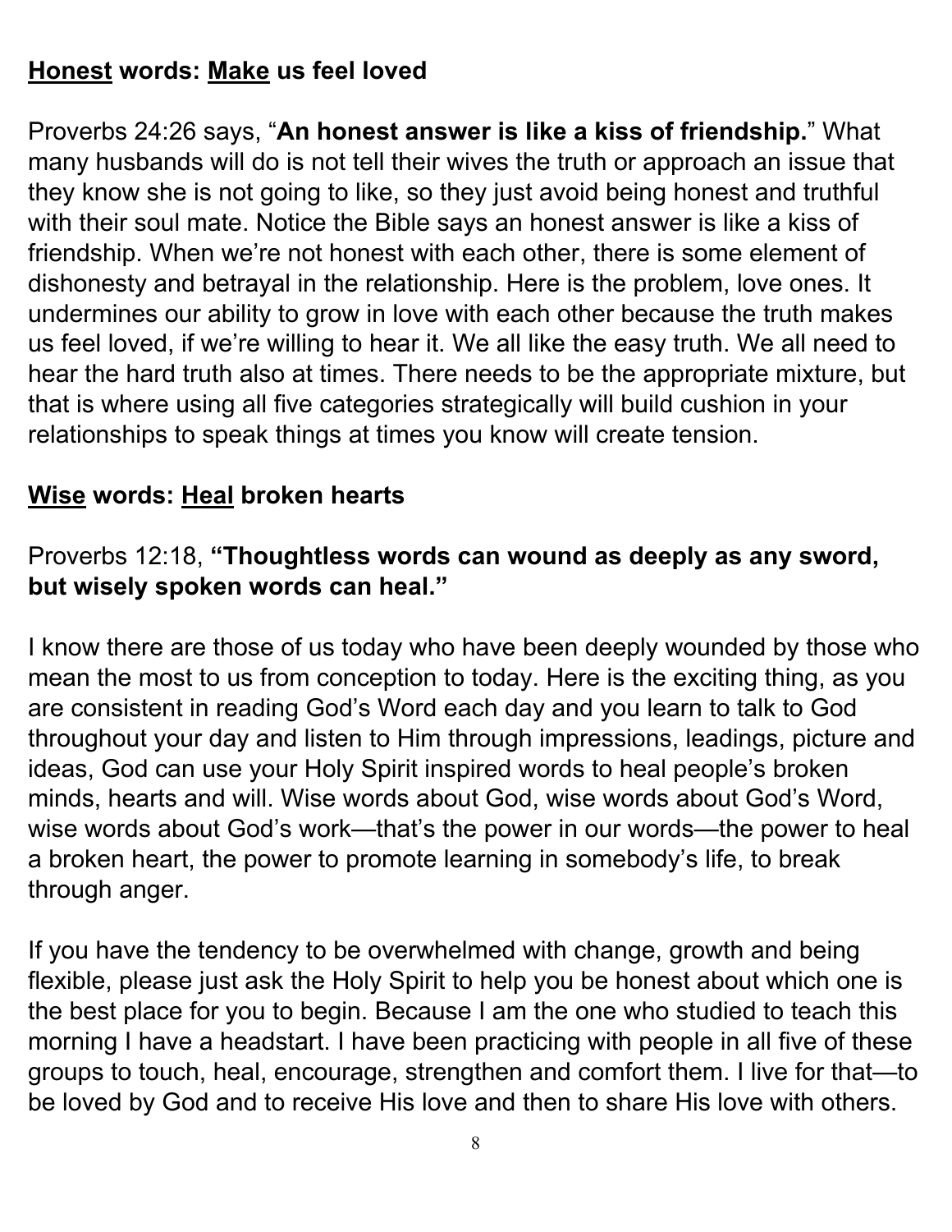**<u>Honest</u> words: <u>Make</u> us feel loved**

Proverbs 24:26 says, "**An honest answer is like a kiss of friendship.**" What many husbands will do is not tell their wives the truth or approach an issue that they know she is not going to like, so they just avoid being honest and truthful with their soul mate. Notice the Bible says an honest answer is like a kiss of friendship. When we're not honest with each other, there is some element of dishonesty and betrayal in the relationship. Here is the problem, love ones. It undermines our ability to grow in love with each other because the truth makes us feel loved, if we're willing to hear it. We all like the easy truth. We all need to hear the hard truth also at times. There needs to be the appropriate mixture, but that is where using all five categories strategically will build cushion in your relationships to speak things at times you know will create tension.

**<u>Wise</u> words: <u>Heal</u> broken hearts**

Proverbs 12:18, **"Thoughtless words can wound as deeply as any sword, but wisely spoken words can heal."**

I know there are those of us today who have been deeply wounded by those who mean the most to us from conception to today. Here is the exciting thing, as you are consistent in reading God's Word each day and you learn to talk to God throughout your day and listen to Him through impressions, leadings, picture and ideas, God can use your Holy Spirit inspired words to heal people's broken minds, hearts and will. Wise words about God, wise words about God's Word, wise words about God's work—that's the power in our words—the power to heal a broken heart, the power to promote learning in somebody's life, to break through anger.

If you have the tendency to be overwhelmed with change, growth and being flexible, please just ask the Holy Spirit to help you be honest about which one is the best place for you to begin. Because I am the one who studied to teach this morning I have a headstart. I have been practicing with people in all five of these groups to touch, heal, encourage, strengthen and comfort them. I live for that—to be loved by God and to receive His love and then to share His love with others.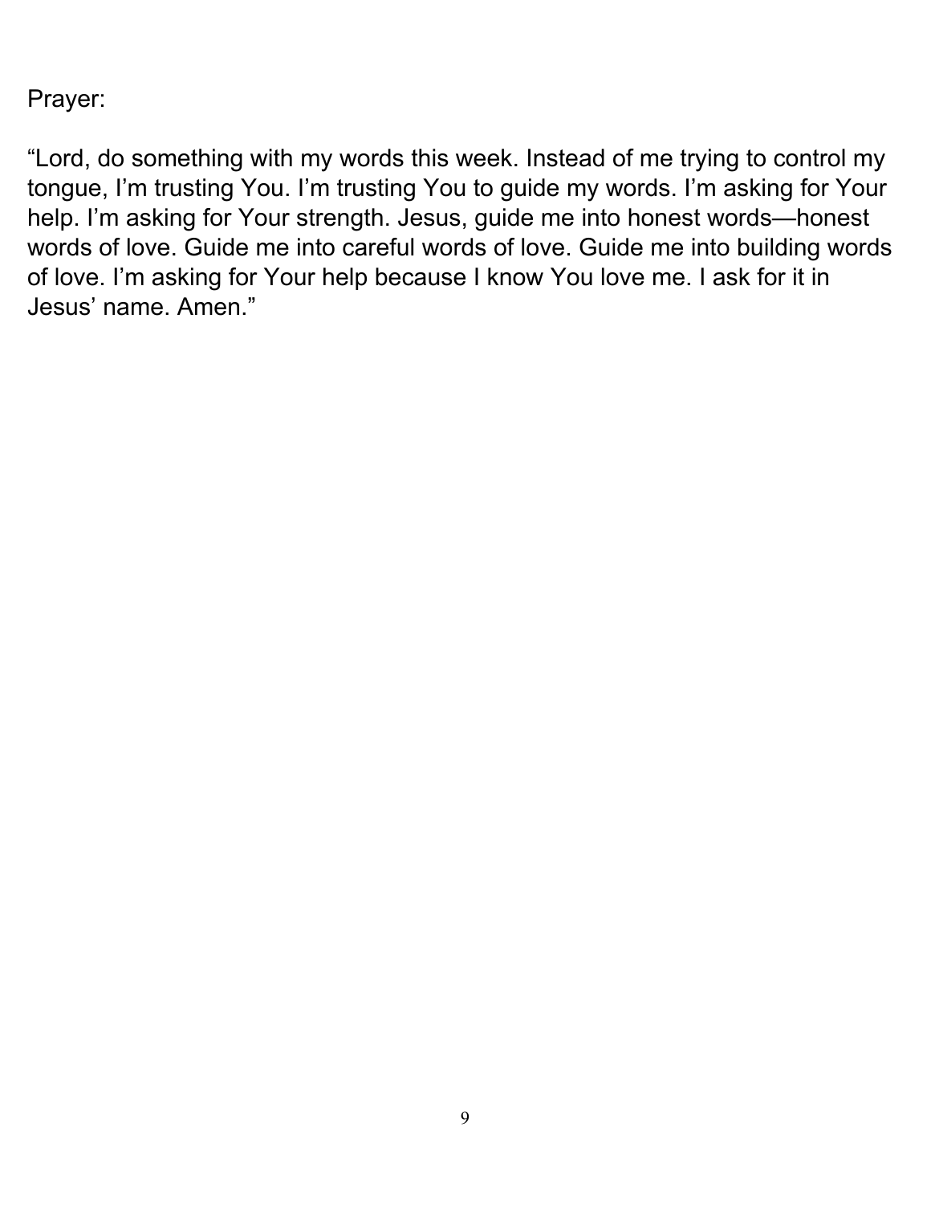Prayer:

“Lord, do something with my words this week. Instead of me trying to control my tongue, I’m trusting You. I’m trusting You to guide my words. I’m asking for Your help. I’m asking for Your strength. Jesus, guide me into honest words—honest words of love. Guide me into careful words of love. Guide me into building words of love. I’m asking for Your help because I know You love me. I ask for it in Jesus’ name. Amen.”